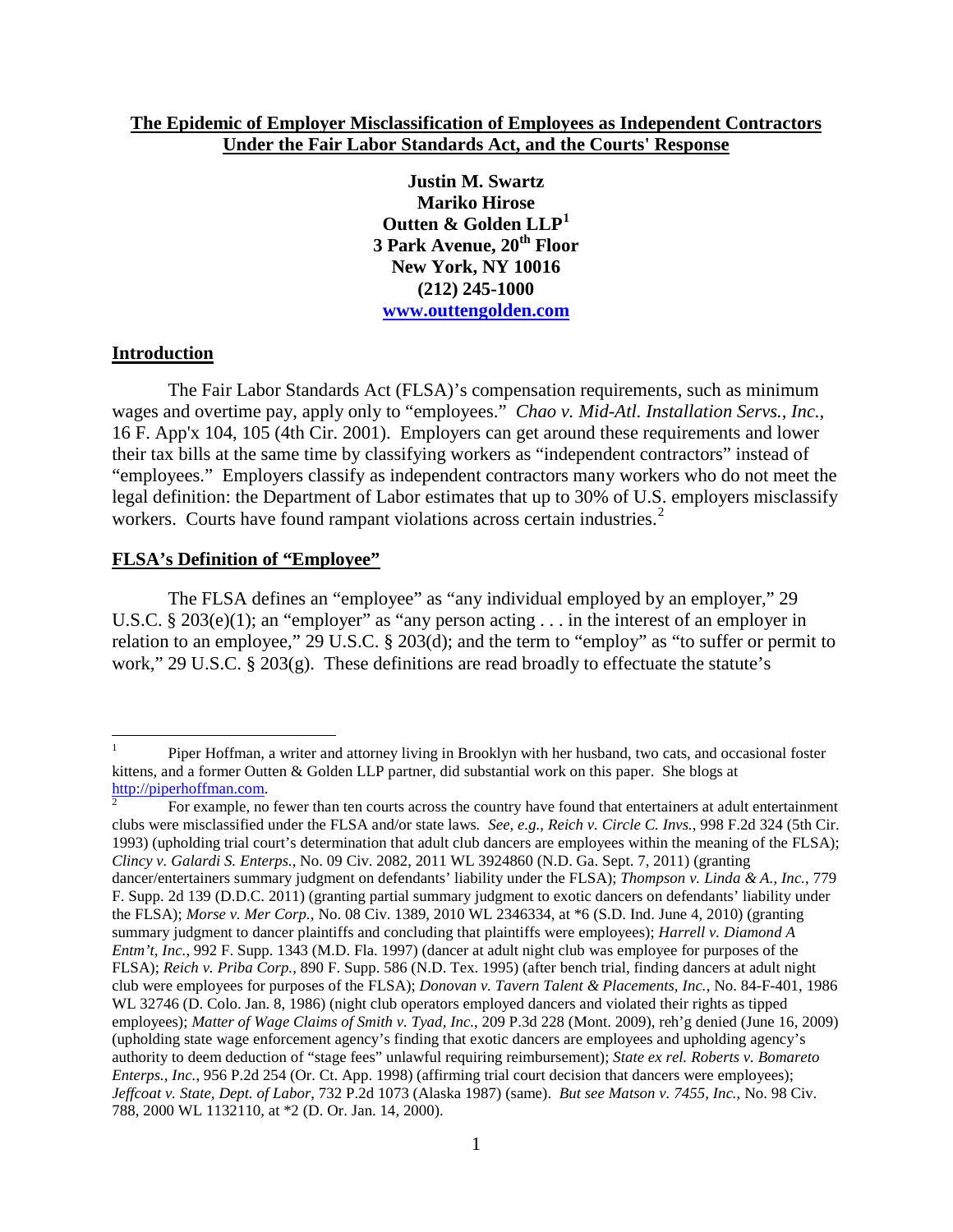# The Epidemic of Employer Misclassification of Employees as Independent Contractors Under the Fair Labor Standards Act, and the Courts' Response

**Justin M. Swartz**
**Mariko Hirose**
**Outten & Golden LLP[1]**
**3 Park Avenue, 20th Floor**
**New York, NY 10016**
**(212) 245-1000**
**www.outtengolden.com**

## Introduction

The Fair Labor Standards Act (FLSA)'s compensation requirements, such as minimum wages and overtime pay, apply only to "employees." *Chao v. Mid-Atl. Installation Servs., Inc.*, 16 F. App'x 104, 105 (4th Cir. 2001). Employers can get around these requirements and lower their tax bills at the same time by classifying workers as "independent contractors" instead of "employees." Employers classify as independent contractors many workers who do not meet the legal definition: the Department of Labor estimates that up to 30% of U.S. employers misclassify workers. Courts have found rampant violations across certain industries.[2]

## FLSA's Definition of "Employee"

The FLSA defines an "employee" as "any individual employed by an employer," 29 U.S.C. § 203(e)(1); an "employer" as "any person acting . . . in the interest of an employer in relation to an employee," 29 U.S.C. § 203(d); and the term to "employ" as "to suffer or permit to work," 29 U.S.C. § 203(g). These definitions are read broadly to effectuate the statute's

---

[1] Piper Hoffman, a writer and attorney living in Brooklyn with her husband, two cats, and occasional foster kittens, and a former Outten & Golden LLP partner, did substantial work on this paper. She blogs at http://piperhoffman.com.

[2] For example, no fewer than ten courts across the country have found that entertainers at adult entertainment clubs were misclassified under the FLSA and/or state laws. *See, e.g.*, *Reich v. Circle C. Invs.*, 998 F.2d 324 (5th Cir. 1993) (upholding trial court's determination that adult club dancers are employees within the meaning of the FLSA); *Clincy v. Galardi S. Enterps.*, No. 09 Civ. 2082, 2011 WL 3924860 (N.D. Ga. Sept. 7, 2011) (granting dancer/entertainers summary judgment on defendants' liability under the FLSA); *Thompson v. Linda & A., Inc.*, 779 F. Supp. 2d 139 (D.D.C. 2011) (granting partial summary judgment to exotic dancers on defendants' liability under the FLSA); *Morse v. Mer Corp.*, No. 08 Civ. 1389, 2010 WL 2346334, at *6 (S.D. Ind. June 4, 2010) (granting summary judgment to dancer plaintiffs and concluding that plaintiffs were employees); *Harrell v. Diamond A Entm't, Inc.*, 992 F. Supp. 1343 (M.D. Fla. 1997) (dancer at adult night club was employee for purposes of the FLSA); *Reich v. Priba Corp.*, 890 F. Supp. 586 (N.D. Tex. 1995) (after bench trial, finding dancers at adult night club were employees for purposes of the FLSA); *Donovan v. Tavern Talent & Placements, Inc.*, No. 84-F-401, 1986 WL 32746 (D. Colo. Jan. 8, 1986) (night club operators employed dancers and violated their rights as tipped employees); *Matter of Wage Claims of Smith v. Tyad, Inc.*, 209 P.3d 228 (Mont. 2009), reh'g denied (June 16, 2009) (upholding state wage enforcement agency's finding that exotic dancers are employees and upholding agency's authority to deem deduction of "stage fees" unlawful requiring reimbursement); *State ex rel. Roberts v. Bomareto Enterps., Inc.*, 956 P.2d 254 (Or. Ct. App. 1998) (affirming trial court decision that dancers were employees); *Jeffcoat v. State, Dept. of Labor*, 732 P.2d 1073 (Alaska 1987) (same). *But see Matson v. 7455, Inc.*, No. 98 Civ. 788, 2000 WL 1132110, at *2 (D. Or. Jan. 14, 2000).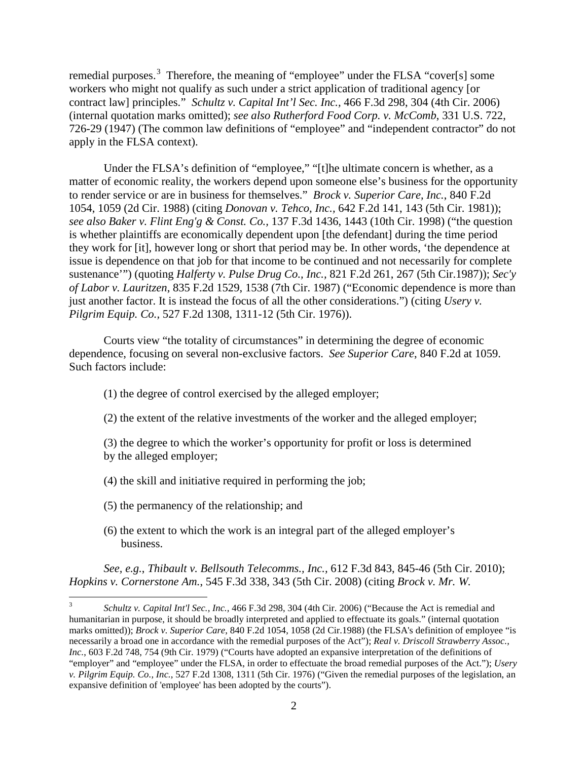remedial purposes.[3] Therefore, the meaning of "employee" under the FLSA "cover[s] some workers who might not qualify as such under a strict application of traditional agency [or contract law] principles." *Schultz v. Capital Int'l Sec. Inc.*, 466 F.3d 298, 304 (4th Cir. 2006) (internal quotation marks omitted); *see also Rutherford Food Corp. v. McComb*, 331 U.S. 722, 726-29 (1947) (The common law definitions of "employee" and "independent contractor" do not apply in the FLSA context).

Under the FLSA's definition of "employee," "[t]he ultimate concern is whether, as a matter of economic reality, the workers depend upon someone else's business for the opportunity to render service or are in business for themselves." *Brock v. Superior Care, Inc.*, 840 F.2d 1054, 1059 (2d Cir. 1988) (citing *Donovan v. Tehco, Inc.*, 642 F.2d 141, 143 (5th Cir. 1981)); *see also Baker v. Flint Eng'g & Const. Co.*, 137 F.3d 1436, 1443 (10th Cir. 1998) ("the question is whether plaintiffs are economically dependent upon [the defendant] during the time period they work for [it], however long or short that period may be. In other words, 'the dependence at issue is dependence on that job for that income to be continued and not necessarily for complete sustenance'") (quoting *Halferty v. Pulse Drug Co., Inc.*, 821 F.2d 261, 267 (5th Cir.1987)); *Sec'y of Labor v. Lauritzen*, 835 F.2d 1529, 1538 (7th Cir. 1987) ("Economic dependence is more than just another factor. It is instead the focus of all the other considerations.") (citing *Usery v. Pilgrim Equip. Co.*, 527 F.2d 1308, 1311-12 (5th Cir. 1976)).

Courts view "the totality of circumstances" in determining the degree of economic dependence, focusing on several non-exclusive factors. *See Superior Care*, 840 F.2d at 1059. Such factors include:

(1) the degree of control exercised by the alleged employer;

(2) the extent of the relative investments of the worker and the alleged employer;

(3) the degree to which the worker's opportunity for profit or loss is determined by the alleged employer;

(4) the skill and initiative required in performing the job;

(5) the permanency of the relationship; and

(6) the extent to which the work is an integral part of the alleged employer's business.

*See, e.g.*, *Thibault v. Bellsouth Telecomms., Inc.*, 612 F.3d 843, 845-46 (5th Cir. 2010); *Hopkins v. Cornerstone Am.*, 545 F.3d 338, 343 (5th Cir. 2008) (citing *Brock v. Mr. W.*

---

[3] *Schultz v. Capital Int'l Sec., Inc.*, 466 F.3d 298, 304 (4th Cir. 2006) ("Because the Act is remedial and humanitarian in purpose, it should be broadly interpreted and applied to effectuate its goals." (internal quotation marks omitted)); *Brock v. Superior Care*, 840 F.2d 1054, 1058 (2d Cir.1988) (the FLSA's definition of employee "is necessarily a broad one in accordance with the remedial purposes of the Act"); *Real v. Driscoll Strawberry Assoc., Inc.*, 603 F.2d 748, 754 (9th Cir. 1979) ("Courts have adopted an expansive interpretation of the definitions of "employer" and "employee" under the FLSA, in order to effectuate the broad remedial purposes of the Act."); *Usery v. Pilgrim Equip. Co., Inc.*, 527 F.2d 1308, 1311 (5th Cir. 1976) ("Given the remedial purposes of the legislation, an expansive definition of 'employee' has been adopted by the courts").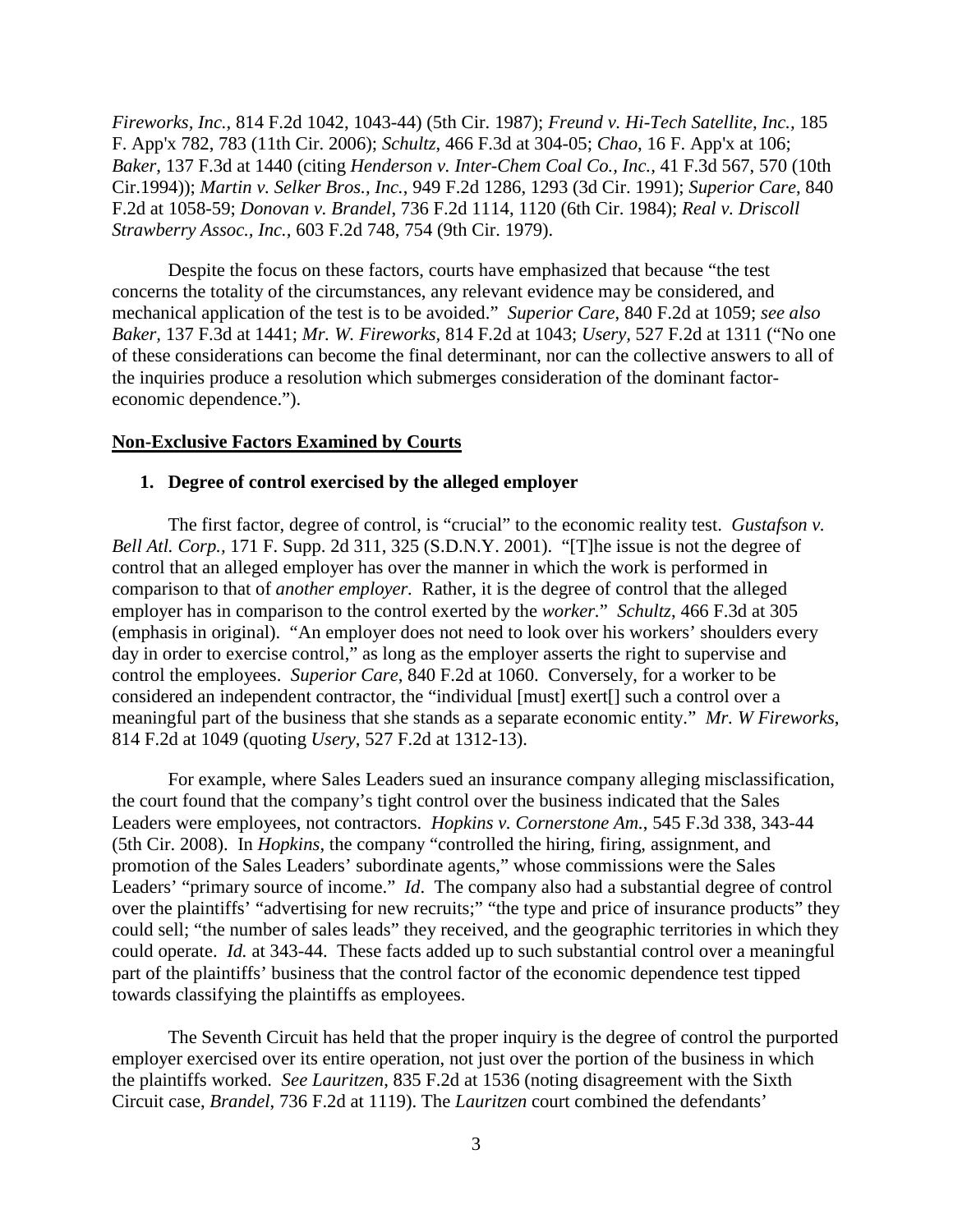*Fireworks, Inc.*, 814 F.2d 1042, 1043-44) (5th Cir. 1987); *Freund v. Hi-Tech Satellite, Inc.*, 185 F. App'x 782, 783 (11th Cir. 2006); *Schultz*, 466 F.3d at 304-05; *Chao*, 16 F. App'x at 106; *Baker*, 137 F.3d at 1440 (citing *Henderson v. Inter-Chem Coal Co., Inc.*, 41 F.3d 567, 570 (10th Cir.1994)); *Martin v. Selker Bros., Inc.*, 949 F.2d 1286, 1293 (3d Cir. 1991); *Superior Care*, 840 F.2d at 1058-59; *Donovan v. Brandel*, 736 F.2d 1114, 1120 (6th Cir. 1984); *Real v. Driscoll Strawberry Assoc., Inc.*, 603 F.2d 748, 754 (9th Cir. 1979).

Despite the focus on these factors, courts have emphasized that because "the test concerns the totality of the circumstances, any relevant evidence may be considered, and mechanical application of the test is to be avoided." *Superior Care*, 840 F.2d at 1059; *see also Baker*, 137 F.3d at 1441; *Mr. W. Fireworks*, 814 F.2d at 1043; *Usery*, 527 F.2d at 1311 ("No one of these considerations can become the final determinant, nor can the collective answers to all of the inquiries produce a resolution which submerges consideration of the dominant factor-economic dependence.").

**Non-Exclusive Factors Examined by Courts**

**1. Degree of control exercised by the alleged employer**

The first factor, degree of control, is "crucial" to the economic reality test. *Gustafson v. Bell Atl. Corp.*, 171 F. Supp. 2d 311, 325 (S.D.N.Y. 2001). "[T]he issue is not the degree of control that an alleged employer has over the manner in which the work is performed in comparison to that of *another employer*. Rather, it is the degree of control that the alleged employer has in comparison to the control exerted by the *worker*." *Schultz*, 466 F.3d at 305 (emphasis in original). "An employer does not need to look over his workers' shoulders every day in order to exercise control," as long as the employer asserts the right to supervise and control the employees. *Superior Care*, 840 F.2d at 1060. Conversely, for a worker to be considered an independent contractor, the "individual [must] exert[] such a control over a meaningful part of the business that she stands as a separate economic entity." *Mr. W Fireworks*, 814 F.2d at 1049 (quoting *Usery*, 527 F.2d at 1312-13).

For example, where Sales Leaders sued an insurance company alleging misclassification, the court found that the company's tight control over the business indicated that the Sales Leaders were employees, not contractors. *Hopkins v. Cornerstone Am.*, 545 F.3d 338, 343-44 (5th Cir. 2008). In *Hopkins*, the company "controlled the hiring, firing, assignment, and promotion of the Sales Leaders' subordinate agents," whose commissions were the Sales Leaders' "primary source of income." *Id*. The company also had a substantial degree of control over the plaintiffs' "advertising for new recruits;" "the type and price of insurance products" they could sell; "the number of sales leads" they received, and the geographic territories in which they could operate. *Id.* at 343-44. These facts added up to such substantial control over a meaningful part of the plaintiffs' business that the control factor of the economic dependence test tipped towards classifying the plaintiffs as employees.

The Seventh Circuit has held that the proper inquiry is the degree of control the purported employer exercised over its entire operation, not just over the portion of the business in which the plaintiffs worked. *See Lauritzen*, 835 F.2d at 1536 (noting disagreement with the Sixth Circuit case, *Brandel*, 736 F.2d at 1119). The *Lauritzen* court combined the defendants'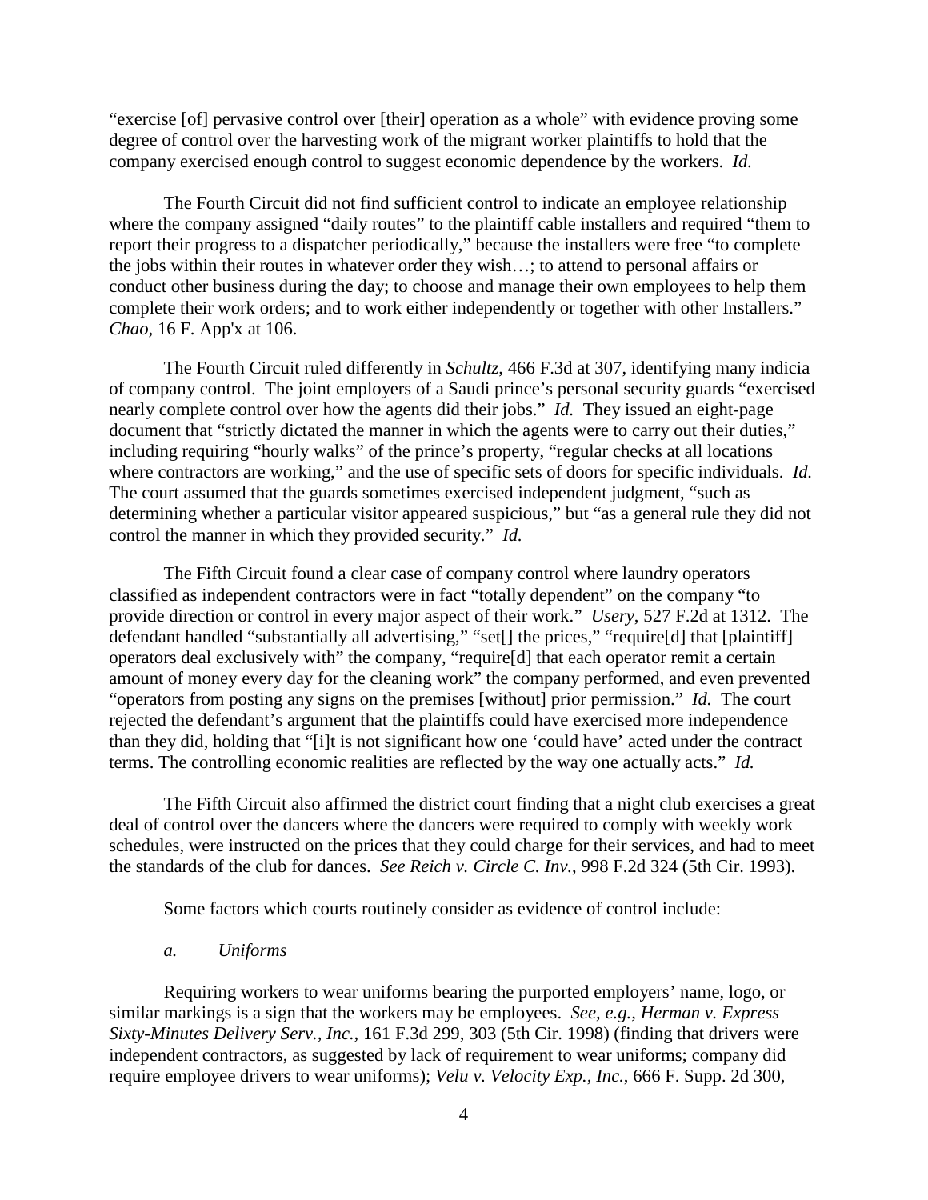"exercise [of] pervasive control over [their] operation as a whole" with evidence proving some degree of control over the harvesting work of the migrant worker plaintiffs to hold that the company exercised enough control to suggest economic dependence by the workers. *Id.*

The Fourth Circuit did not find sufficient control to indicate an employee relationship where the company assigned "daily routes" to the plaintiff cable installers and required "them to report their progress to a dispatcher periodically," because the installers were free "to complete the jobs within their routes in whatever order they wish…; to attend to personal affairs or conduct other business during the day; to choose and manage their own employees to help them complete their work orders; and to work either independently or together with other Installers." *Chao*, 16 F. App'x at 106.

The Fourth Circuit ruled differently in *Schultz*, 466 F.3d at 307, identifying many indicia of company control. The joint employers of a Saudi prince's personal security guards "exercised nearly complete control over how the agents did their jobs." *Id.* They issued an eight-page document that "strictly dictated the manner in which the agents were to carry out their duties," including requiring "hourly walks" of the prince's property, "regular checks at all locations where contractors are working," and the use of specific sets of doors for specific individuals. *Id.* The court assumed that the guards sometimes exercised independent judgment, "such as determining whether a particular visitor appeared suspicious," but "as a general rule they did not control the manner in which they provided security." *Id.*

The Fifth Circuit found a clear case of company control where laundry operators classified as independent contractors were in fact "totally dependent" on the company "to provide direction or control in every major aspect of their work." *Usery*, 527 F.2d at 1312. The defendant handled "substantially all advertising," "set[] the prices," "require[d] that [plaintiff] operators deal exclusively with" the company, "require[d] that each operator remit a certain amount of money every day for the cleaning work" the company performed, and even prevented "operators from posting any signs on the premises [without] prior permission." *Id.* The court rejected the defendant's argument that the plaintiffs could have exercised more independence than they did, holding that "[i]t is not significant how one 'could have' acted under the contract terms. The controlling economic realities are reflected by the way one actually acts." *Id.*

The Fifth Circuit also affirmed the district court finding that a night club exercises a great deal of control over the dancers where the dancers were required to comply with weekly work schedules, were instructed on the prices that they could charge for their services, and had to meet the standards of the club for dances. *See Reich v. Circle C. Inv.*, 998 F.2d 324 (5th Cir. 1993).

Some factors which courts routinely consider as evidence of control include:

*a. Uniforms*

Requiring workers to wear uniforms bearing the purported employers' name, logo, or similar markings is a sign that the workers may be employees. *See, e.g.*, *Herman v. Express Sixty-Minutes Delivery Serv., Inc.*, 161 F.3d 299, 303 (5th Cir. 1998) (finding that drivers were independent contractors, as suggested by lack of requirement to wear uniforms; company did require employee drivers to wear uniforms); *Velu v. Velocity Exp., Inc.*, 666 F. Supp. 2d 300,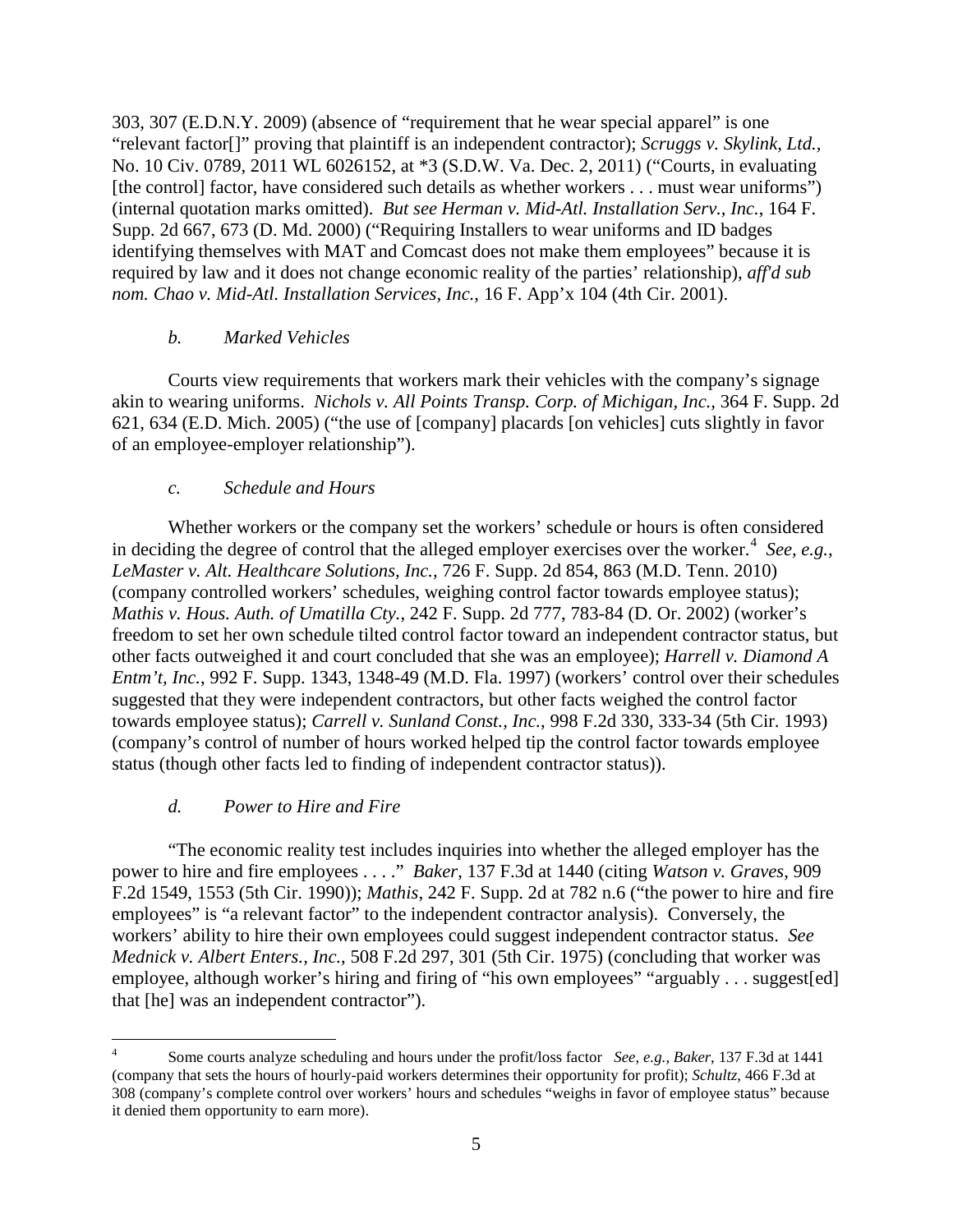303, 307 (E.D.N.Y. 2009) (absence of "requirement that he wear special apparel" is one "relevant factor[]" proving that plaintiff is an independent contractor); *Scruggs v. Skylink, Ltd.*, No. 10 Civ. 0789, 2011 WL 6026152, at *3 (S.D.W. Va. Dec. 2, 2011) ("Courts, in evaluating [the control] factor, have considered such details as whether workers . . . must wear uniforms") (internal quotation marks omitted). *But see Herman v. Mid-Atl. Installation Serv., Inc.*, 164 F. Supp. 2d 667, 673 (D. Md. 2000) ("Requiring Installers to wear uniforms and ID badges identifying themselves with MAT and Comcast does not make them employees" because it is required by law and it does not change economic reality of the parties' relationship), *aff'd sub nom. Chao v. Mid-Atl. Installation Services, Inc.*, 16 F. App'x 104 (4th Cir. 2001).

*b. Marked Vehicles*

Courts view requirements that workers mark their vehicles with the company's signage akin to wearing uniforms. *Nichols v. All Points Transp. Corp. of Michigan, Inc.*, 364 F. Supp. 2d 621, 634 (E.D. Mich. 2005) ("the use of [company] placards [on vehicles] cuts slightly in favor of an employee-employer relationship").

*c. Schedule and Hours*

Whether workers or the company set the workers' schedule or hours is often considered in deciding the degree of control that the alleged employer exercises over the worker.[4] *See, e.g.*, *LeMaster v. Alt. Healthcare Solutions, Inc.*, 726 F. Supp. 2d 854, 863 (M.D. Tenn. 2010) (company controlled workers' schedules, weighing control factor towards employee status); *Mathis v. Hous. Auth. of Umatilla Cty.*, 242 F. Supp. 2d 777, 783-84 (D. Or. 2002) (worker's freedom to set her own schedule tilted control factor toward an independent contractor status, but other facts outweighed it and court concluded that she was an employee); *Harrell v. Diamond A Entm't, Inc.*, 992 F. Supp. 1343, 1348-49 (M.D. Fla. 1997) (workers' control over their schedules suggested that they were independent contractors, but other facts weighed the control factor towards employee status); *Carrell v. Sunland Const., Inc.*, 998 F.2d 330, 333-34 (5th Cir. 1993) (company's control of number of hours worked helped tip the control factor towards employee status (though other facts led to finding of independent contractor status)).

*d. Power to Hire and Fire*

"The economic reality test includes inquiries into whether the alleged employer has the power to hire and fire employees . . . ." *Baker*, 137 F.3d at 1440 (citing *Watson v. Graves*, 909 F.2d 1549, 1553 (5th Cir. 1990)); *Mathis*, 242 F. Supp. 2d at 782 n.6 ("the power to hire and fire employees" is "a relevant factor" to the independent contractor analysis). Conversely, the workers' ability to hire their own employees could suggest independent contractor status. *See Mednick v. Albert Enters., Inc.*, 508 F.2d 297, 301 (5th Cir. 1975) (concluding that worker was employee, although worker's hiring and firing of "his own employees" "arguably . . . suggest[ed] that [he] was an independent contractor").

---

[4] Some courts analyze scheduling and hours under the profit/loss factor *See, e.g.*, *Baker*, 137 F.3d at 1441 (company that sets the hours of hourly-paid workers determines their opportunity for profit); *Schultz*, 466 F.3d at 308 (company's complete control over workers' hours and schedules "weighs in favor of employee status" because it denied them opportunity to earn more).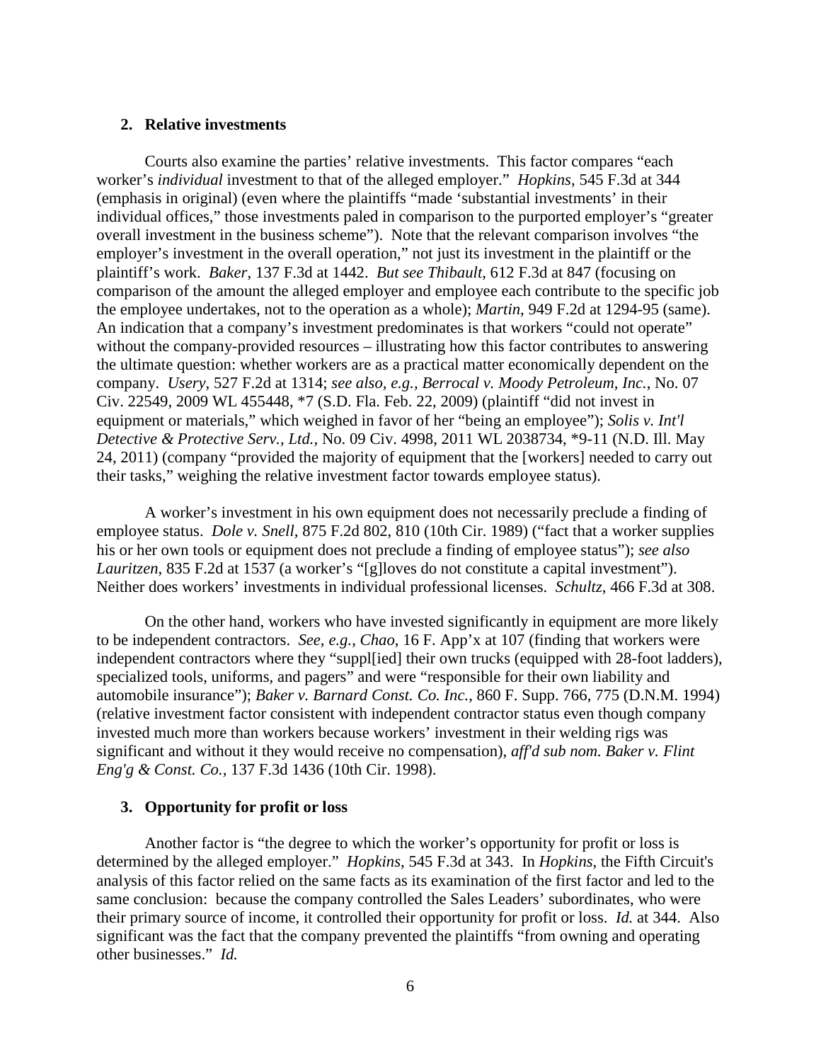### 2. Relative investments

Courts also examine the parties' relative investments. This factor compares "each worker's *individual* investment to that of the alleged employer." *Hopkins*, 545 F.3d at 344 (emphasis in original) (even where the plaintiffs "made 'substantial investments' in their individual offices," those investments paled in comparison to the purported employer's "greater overall investment in the business scheme"). Note that the relevant comparison involves "the employer's investment in the overall operation," not just its investment in the plaintiff or the plaintiff's work. *Baker*, 137 F.3d at 1442. *But see Thibault*, 612 F.3d at 847 (focusing on comparison of the amount the alleged employer and employee each contribute to the specific job the employee undertakes, not to the operation as a whole); *Martin*, 949 F.2d at 1294-95 (same). An indication that a company's investment predominates is that workers "could not operate" without the company-provided resources – illustrating how this factor contributes to answering the ultimate question: whether workers are as a practical matter economically dependent on the company. *Usery*, 527 F.2d at 1314; *see also, e.g.*, *Berrocal v. Moody Petroleum, Inc.*, No. 07 Civ. 22549, 2009 WL 455448, *7 (S.D. Fla. Feb. 22, 2009) (plaintiff "did not invest in equipment or materials," which weighed in favor of her "being an employee"); *Solis v. Int'l Detective & Protective Serv., Ltd.*, No. 09 Civ. 4998, 2011 WL 2038734, *9-11 (N.D. Ill. May 24, 2011) (company "provided the majority of equipment that the [workers] needed to carry out their tasks," weighing the relative investment factor towards employee status).

A worker's investment in his own equipment does not necessarily preclude a finding of employee status. *Dole v. Snell*, 875 F.2d 802, 810 (10th Cir. 1989) ("fact that a worker supplies his or her own tools or equipment does not preclude a finding of employee status"); *see also Lauritzen*, 835 F.2d at 1537 (a worker's "[g]loves do not constitute a capital investment"). Neither does workers' investments in individual professional licenses. *Schultz*, 466 F.3d at 308.

On the other hand, workers who have invested significantly in equipment are more likely to be independent contractors. *See, e.g.*, *Chao*, 16 F. App'x at 107 (finding that workers were independent contractors where they "suppl[ied] their own trucks (equipped with 28-foot ladders), specialized tools, uniforms, and pagers" and were "responsible for their own liability and automobile insurance"); *Baker v. Barnard Const. Co. Inc.*, 860 F. Supp. 766, 775 (D.N.M. 1994) (relative investment factor consistent with independent contractor status even though company invested much more than workers because workers' investment in their welding rigs was significant and without it they would receive no compensation), *aff'd sub nom. Baker v. Flint Eng'g & Const. Co.*, 137 F.3d 1436 (10th Cir. 1998).

### 3. Opportunity for profit or loss

Another factor is "the degree to which the worker's opportunity for profit or loss is determined by the alleged employer." *Hopkins*, 545 F.3d at 343. In *Hopkins*, the Fifth Circuit's analysis of this factor relied on the same facts as its examination of the first factor and led to the same conclusion: because the company controlled the Sales Leaders' subordinates, who were their primary source of income, it controlled their opportunity for profit or loss. *Id.* at 344. Also significant was the fact that the company prevented the plaintiffs "from owning and operating other businesses." *Id.*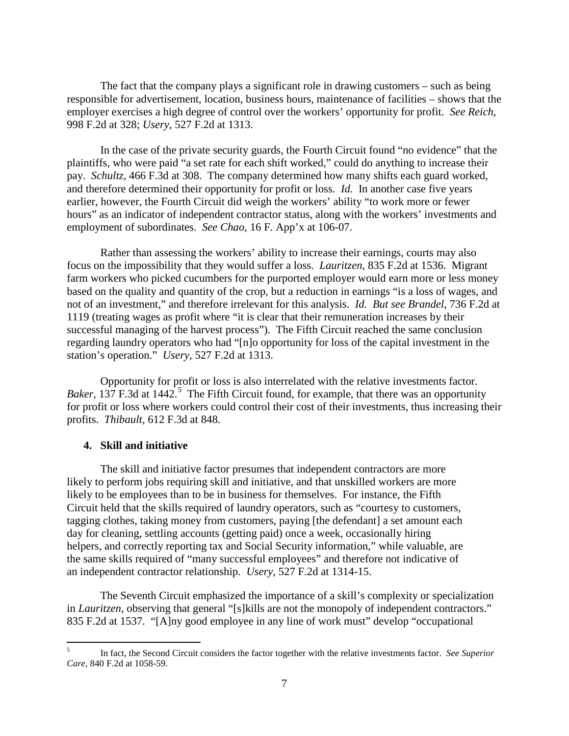The fact that the company plays a significant role in drawing customers – such as being responsible for advertisement, location, business hours, maintenance of facilities – shows that the employer exercises a high degree of control over the workers' opportunity for profit. *See Reich*, 998 F.2d at 328; *Usery*, 527 F.2d at 1313.

In the case of the private security guards, the Fourth Circuit found "no evidence" that the plaintiffs, who were paid "a set rate for each shift worked," could do anything to increase their pay. *Schultz*, 466 F.3d at 308. The company determined how many shifts each guard worked, and therefore determined their opportunity for profit or loss. *Id.* In another case five years earlier, however, the Fourth Circuit did weigh the workers' ability "to work more or fewer hours" as an indicator of independent contractor status, along with the workers' investments and employment of subordinates. *See Chao*, 16 F. App'x at 106-07.

Rather than assessing the workers' ability to increase their earnings, courts may also focus on the impossibility that they would suffer a loss. *Lauritzen*, 835 F.2d at 1536. Migrant farm workers who picked cucumbers for the purported employer would earn more or less money based on the quality and quantity of the crop, but a reduction in earnings "is a loss of wages, and not of an investment," and therefore irrelevant for this analysis. *Id. But see Brandel*, 736 F.2d at 1119 (treating wages as profit where "it is clear that their remuneration increases by their successful managing of the harvest process"). The Fifth Circuit reached the same conclusion regarding laundry operators who had "[n]o opportunity for loss of the capital investment in the station's operation." *Usery*, 527 F.2d at 1313.

Opportunity for profit or loss is also interrelated with the relative investments factor. *Baker*, 137 F.3d at 1442.[5] The Fifth Circuit found, for example, that there was an opportunity for profit or loss where workers could control their cost of their investments, thus increasing their profits. *Thibault*, 612 F.3d at 848.

### 4. Skill and initiative

The skill and initiative factor presumes that independent contractors are more likely to perform jobs requiring skill and initiative, and that unskilled workers are more likely to be employees than to be in business for themselves. For instance, the Fifth Circuit held that the skills required of laundry operators, such as "courtesy to customers, tagging clothes, taking money from customers, paying [the defendant] a set amount each day for cleaning, settling accounts (getting paid) once a week, occasionally hiring helpers, and correctly reporting tax and Social Security information," while valuable, are the same skills required of "many successful employees" and therefore not indicative of an independent contractor relationship. *Usery*, 527 F.2d at 1314-15.

The Seventh Circuit emphasized the importance of a skill's complexity or specialization in *Lauritzen*, observing that general "[s]kills are not the monopoly of independent contractors." 835 F.2d at 1537. "[A]ny good employee in any line of work must" develop "occupational

---

[5] In fact, the Second Circuit considers the factor together with the relative investments factor. *See Superior Care*, 840 F.2d at 1058-59.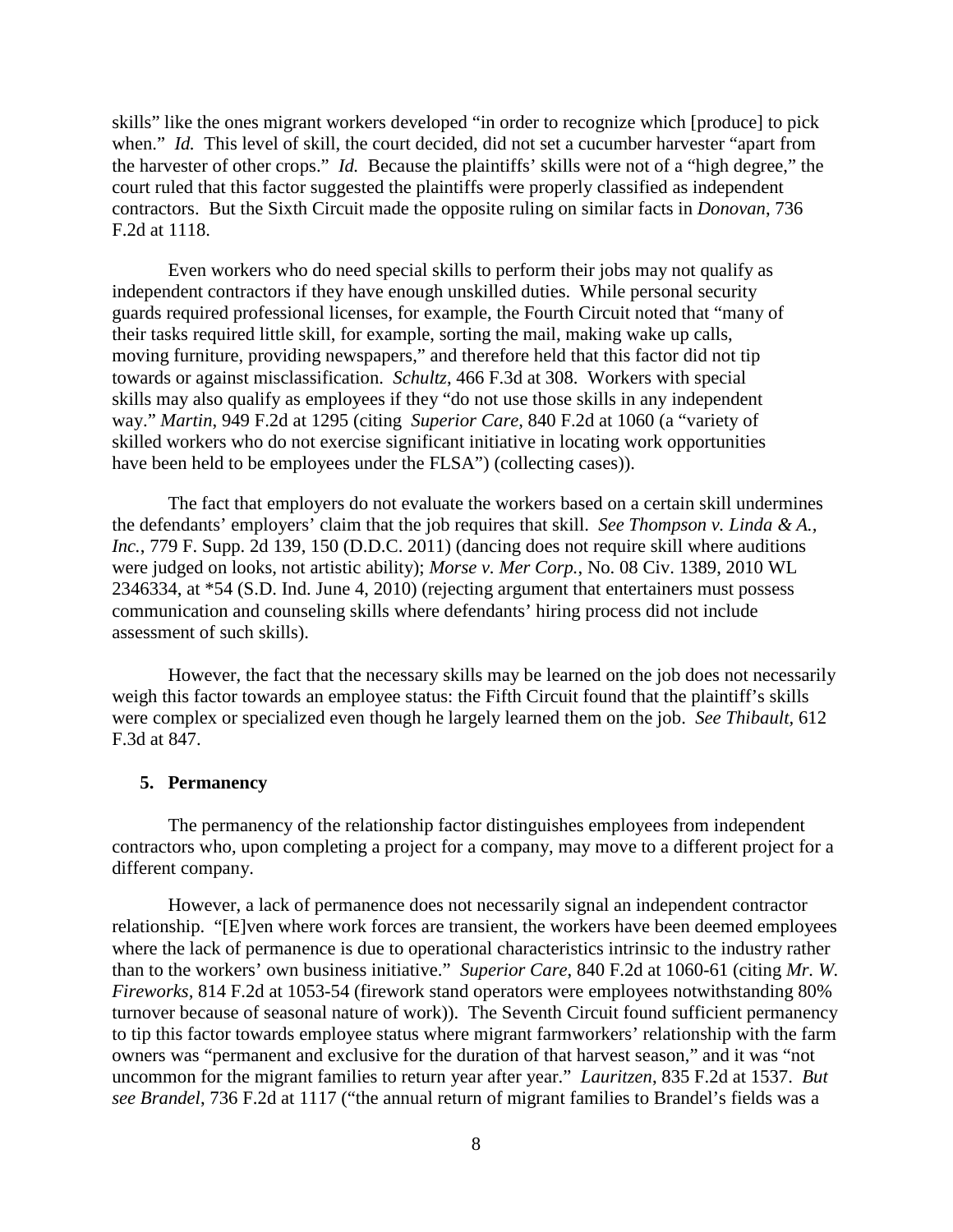skills" like the ones migrant workers developed "in order to recognize which [produce] to pick when." *Id.* This level of skill, the court decided, did not set a cucumber harvester "apart from the harvester of other crops." *Id.* Because the plaintiffs' skills were not of a "high degree," the court ruled that this factor suggested the plaintiffs were properly classified as independent contractors. But the Sixth Circuit made the opposite ruling on similar facts in *Donovan*, 736 F.2d at 1118.

Even workers who do need special skills to perform their jobs may not qualify as independent contractors if they have enough unskilled duties. While personal security guards required professional licenses, for example, the Fourth Circuit noted that "many of their tasks required little skill, for example, sorting the mail, making wake up calls, moving furniture, providing newspapers," and therefore held that this factor did not tip towards or against misclassification. *Schultz*, 466 F.3d at 308. Workers with special skills may also qualify as employees if they "do not use those skills in any independent way." *Martin*, 949 F.2d at 1295 (citing *Superior Care*, 840 F.2d at 1060 (a "variety of skilled workers who do not exercise significant initiative in locating work opportunities have been held to be employees under the FLSA") (collecting cases)).

The fact that employers do not evaluate the workers based on a certain skill undermines the defendants' employers' claim that the job requires that skill. *See Thompson v. Linda & A., Inc.*, 779 F. Supp. 2d 139, 150 (D.D.C. 2011) (dancing does not require skill where auditions were judged on looks, not artistic ability); *Morse v. Mer Corp.*, No. 08 Civ. 1389, 2010 WL 2346334, at *54 (S.D. Ind. June 4, 2010) (rejecting argument that entertainers must possess communication and counseling skills where defendants' hiring process did not include assessment of such skills).

However, the fact that the necessary skills may be learned on the job does not necessarily weigh this factor towards an employee status: the Fifth Circuit found that the plaintiff's skills were complex or specialized even though he largely learned them on the job. *See Thibault*, 612 F.3d at 847.

### 5. Permanency

The permanency of the relationship factor distinguishes employees from independent contractors who, upon completing a project for a company, may move to a different project for a different company.

However, a lack of permanence does not necessarily signal an independent contractor relationship. "[E]ven where work forces are transient, the workers have been deemed employees where the lack of permanence is due to operational characteristics intrinsic to the industry rather than to the workers' own business initiative." *Superior Care*, 840 F.2d at 1060-61 (citing *Mr. W. Fireworks*, 814 F.2d at 1053-54 (firework stand operators were employees notwithstanding 80% turnover because of seasonal nature of work)). The Seventh Circuit found sufficient permanency to tip this factor towards employee status where migrant farmworkers' relationship with the farm owners was "permanent and exclusive for the duration of that harvest season," and it was "not uncommon for the migrant families to return year after year." *Lauritzen*, 835 F.2d at 1537. *But see Brandel*, 736 F.2d at 1117 ("the annual return of migrant families to Brandel's fields was a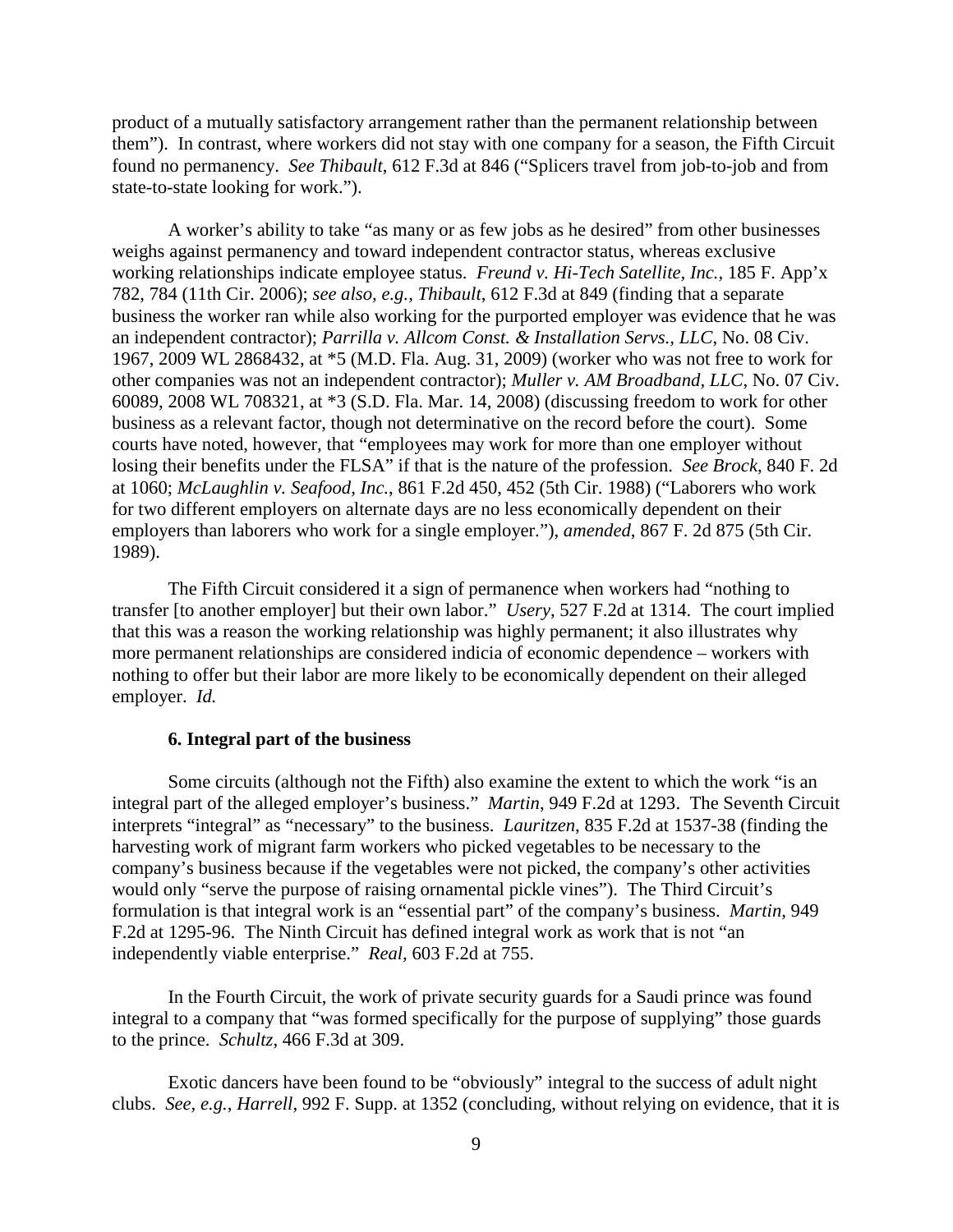product of a mutually satisfactory arrangement rather than the permanent relationship between them"). In contrast, where workers did not stay with one company for a season, the Fifth Circuit found no permanency. *See Thibault*, 612 F.3d at 846 ("Splicers travel from job-to-job and from state-to-state looking for work.").

A worker's ability to take "as many or as few jobs as he desired" from other businesses weighs against permanency and toward independent contractor status, whereas exclusive working relationships indicate employee status. *Freund v. Hi-Tech Satellite, Inc.*, 185 F. App'x 782, 784 (11th Cir. 2006); *see also, e.g.*, *Thibault*, 612 F.3d at 849 (finding that a separate business the worker ran while also working for the purported employer was evidence that he was an independent contractor); *Parrilla v. Allcom Const. & Installation Servs., LLC*, No. 08 Civ. 1967, 2009 WL 2868432, at *5 (M.D. Fla. Aug. 31, 2009) (worker who was not free to work for other companies was not an independent contractor); *Muller v. AM Broadband, LLC*, No. 07 Civ. 60089, 2008 WL 708321, at *3 (S.D. Fla. Mar. 14, 2008) (discussing freedom to work for other business as a relevant factor, though not determinative on the record before the court). Some courts have noted, however, that "employees may work for more than one employer without losing their benefits under the FLSA" if that is the nature of the profession. *See Brock*, 840 F. 2d at 1060; *McLaughlin v. Seafood, Inc.*, 861 F.2d 450, 452 (5th Cir. 1988) ("Laborers who work for two different employers on alternate days are no less economically dependent on their employers than laborers who work for a single employer."), *amended*, 867 F. 2d 875 (5th Cir. 1989).

The Fifth Circuit considered it a sign of permanence when workers had "nothing to transfer [to another employer] but their own labor." *Usery*, 527 F.2d at 1314. The court implied that this was a reason the working relationship was highly permanent; it also illustrates why more permanent relationships are considered indicia of economic dependence – workers with nothing to offer but their labor are more likely to be economically dependent on their alleged employer. *Id.*

### 6. Integral part of the business

Some circuits (although not the Fifth) also examine the extent to which the work "is an integral part of the alleged employer's business." *Martin*, 949 F.2d at 1293. The Seventh Circuit interprets "integral" as "necessary" to the business. *Lauritzen*, 835 F.2d at 1537-38 (finding the harvesting work of migrant farm workers who picked vegetables to be necessary to the company's business because if the vegetables were not picked, the company's other activities would only "serve the purpose of raising ornamental pickle vines"). The Third Circuit's formulation is that integral work is an "essential part" of the company's business. *Martin*, 949 F.2d at 1295-96. The Ninth Circuit has defined integral work as work that is not "an independently viable enterprise." *Real,* 603 F.2d at 755.

In the Fourth Circuit, the work of private security guards for a Saudi prince was found integral to a company that "was formed specifically for the purpose of supplying" those guards to the prince. *Schultz*, 466 F.3d at 309.

Exotic dancers have been found to be "obviously" integral to the success of adult night clubs. *See, e.g.*, *Harrell*, 992 F. Supp. at 1352 (concluding, without relying on evidence, that it is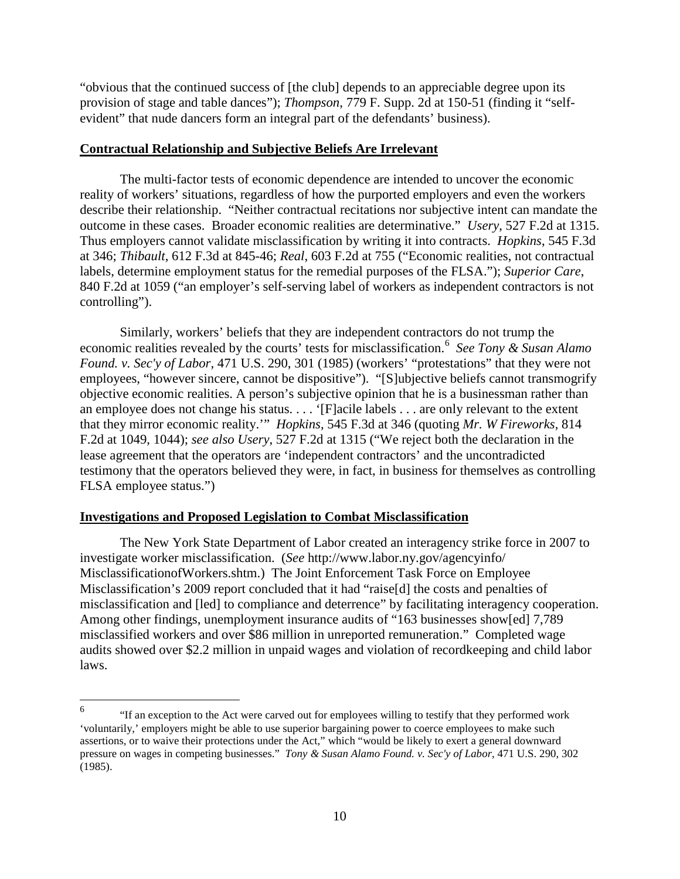"obvious that the continued success of [the club] depends to an appreciable degree upon its provision of stage and table dances"); *Thompson*, 779 F. Supp. 2d at 150-51 (finding it "self-evident" that nude dancers form an integral part of the defendants' business).

**Contractual Relationship and Subjective Beliefs Are Irrelevant**

The multi-factor tests of economic dependence are intended to uncover the economic reality of workers' situations, regardless of how the purported employers and even the workers describe their relationship. "Neither contractual recitations nor subjective intent can mandate the outcome in these cases. Broader economic realities are determinative." *Usery*, 527 F.2d at 1315. Thus employers cannot validate misclassification by writing it into contracts. *Hopkins*, 545 F.3d at 346; *Thibault*, 612 F.3d at 845-46; *Real*, 603 F.2d at 755 ("Economic realities, not contractual labels, determine employment status for the remedial purposes of the FLSA."); *Superior Care*, 840 F.2d at 1059 ("an employer's self-serving label of workers as independent contractors is not controlling").

Similarly, workers' beliefs that they are independent contractors do not trump the economic realities revealed by the courts' tests for misclassification.[6] *See Tony & Susan Alamo Found. v. Sec'y of Labor*, 471 U.S. 290, 301 (1985) (workers' "protestations" that they were not employees, "however sincere, cannot be dispositive"). "[S]ubjective beliefs cannot transmogrify objective economic realities. A person's subjective opinion that he is a businessman rather than an employee does not change his status. . . . '[F]acile labels . . . are only relevant to the extent that they mirror economic reality.'" *Hopkins*, 545 F.3d at 346 (quoting *Mr. W Fireworks*, 814 F.2d at 1049, 1044); *see also Usery*, 527 F.2d at 1315 ("We reject both the declaration in the lease agreement that the operators are 'independent contractors' and the uncontradicted testimony that the operators believed they were, in fact, in business for themselves as controlling FLSA employee status.")

**Investigations and Proposed Legislation to Combat Misclassification**

The New York State Department of Labor created an interagency strike force in 2007 to investigate worker misclassification. (*See* http://www.labor.ny.gov/agencyinfo/MisclassificationofWorkers.shtm.) The Joint Enforcement Task Force on Employee Misclassification's 2009 report concluded that it had "raise[d] the costs and penalties of misclassification and [led] to compliance and deterrence" by facilitating interagency cooperation. Among other findings, unemployment insurance audits of "163 businesses show[ed] 7,789 misclassified workers and over $86 million in unreported remuneration." Completed wage audits showed over $2.2 million in unpaid wages and violation of recordkeeping and child labor laws.

---

[6] "If an exception to the Act were carved out for employees willing to testify that they performed work 'voluntarily,' employers might be able to use superior bargaining power to coerce employees to make such assertions, or to waive their protections under the Act," which "would be likely to exert a general downward pressure on wages in competing businesses." *Tony & Susan Alamo Found. v. Sec'y of Labor*, 471 U.S. 290, 302 (1985).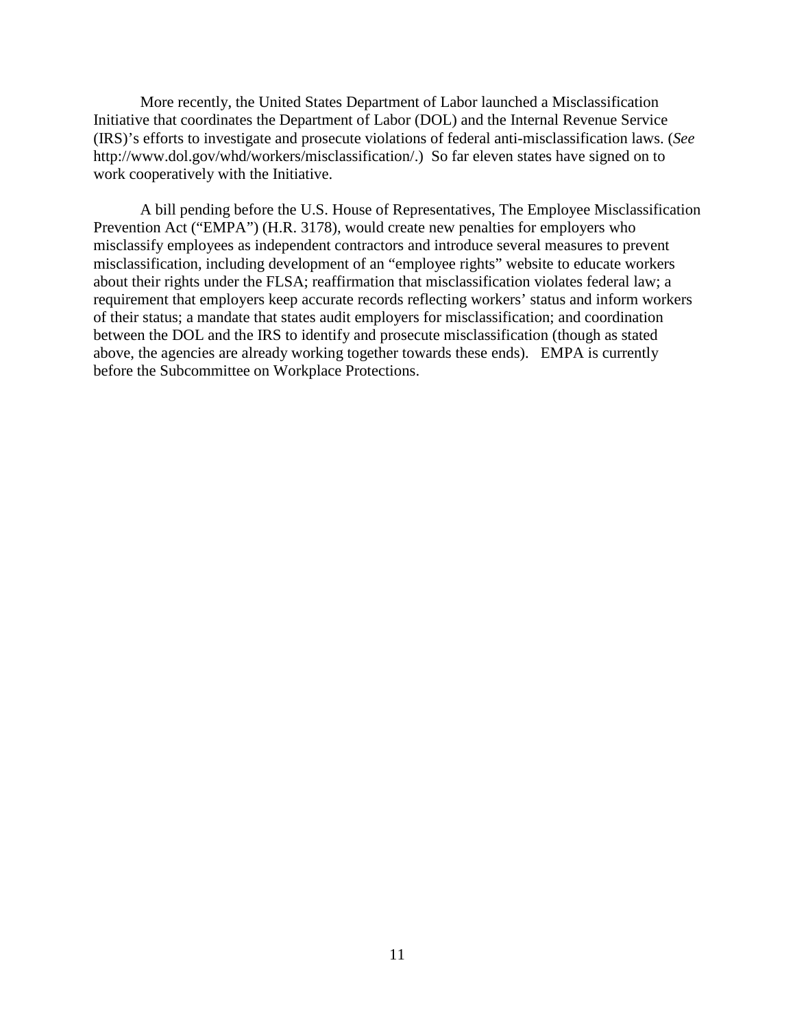More recently, the United States Department of Labor launched a Misclassification Initiative that coordinates the Department of Labor (DOL) and the Internal Revenue Service (IRS)'s efforts to investigate and prosecute violations of federal anti-misclassification laws. (*See* http://www.dol.gov/whd/workers/misclassification/.) So far eleven states have signed on to work cooperatively with the Initiative.

A bill pending before the U.S. House of Representatives, The Employee Misclassification Prevention Act ("EMPA") (H.R. 3178), would create new penalties for employers who misclassify employees as independent contractors and introduce several measures to prevent misclassification, including development of an "employee rights" website to educate workers about their rights under the FLSA; reaffirmation that misclassification violates federal law; a requirement that employers keep accurate records reflecting workers' status and inform workers of their status; a mandate that states audit employers for misclassification; and coordination between the DOL and the IRS to identify and prosecute misclassification (though as stated above, the agencies are already working together towards these ends). EMPA is currently before the Subcommittee on Workplace Protections.